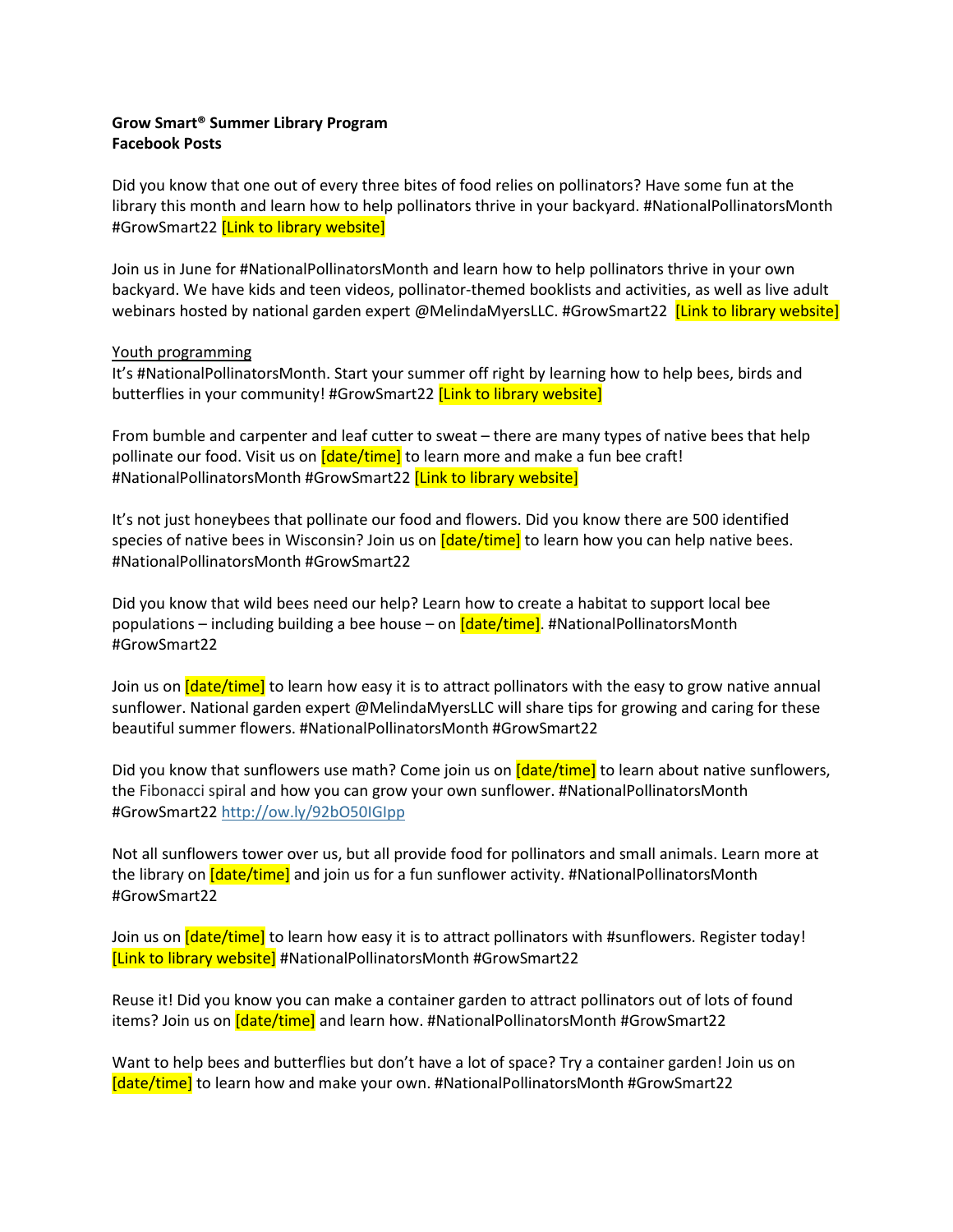**Grow Smart® Summer Library Program**
**Facebook Posts**

Did you know that one out of every three bites of food relies on pollinators? Have some fun at the library this month and learn how to help pollinators thrive in your backyard. #NationalPollinatorsMonth #GrowSmart22 [Link to library website]

Join us in June for #NationalPollinatorsMonth and learn how to help pollinators thrive in your own backyard. We have kids and teen videos, pollinator-themed booklists and activities, as well as live adult webinars hosted by national garden expert @MelindaMyersLLC. #GrowSmart22 [Link to library website]

<u>Youth programming</u>

It's #NationalPollinatorsMonth. Start your summer off right by learning how to help bees, birds and butterflies in your community! #GrowSmart22 [Link to library website]

From bumble and carpenter and leaf cutter to sweat – there are many types of native bees that help pollinate our food. Visit us on [date/time] to learn more and make a fun bee craft! #NationalPollinatorsMonth #GrowSmart22 [Link to library website]

It's not just honeybees that pollinate our food and flowers. Did you know there are 500 identified species of native bees in Wisconsin? Join us on [date/time] to learn how you can help native bees. #NationalPollinatorsMonth #GrowSmart22

Did you know that wild bees need our help? Learn how to create a habitat to support local bee populations – including building a bee house – on [date/time]. #NationalPollinatorsMonth #GrowSmart22

Join us on [date/time] to learn how easy it is to attract pollinators with the easy to grow native annual sunflower. National garden expert @MelindaMyersLLC will share tips for growing and caring for these beautiful summer flowers. #NationalPollinatorsMonth #GrowSmart22

Did you know that sunflowers use math? Come join us on [date/time] to learn about native sunflowers, the Fibonacci spiral and how you can grow your own sunflower. #NationalPollinatorsMonth #GrowSmart22 http://ow.ly/92bO50IGIpp

Not all sunflowers tower over us, but all provide food for pollinators and small animals. Learn more at the library on [date/time] and join us for a fun sunflower activity. #NationalPollinatorsMonth #GrowSmart22

Join us on [date/time] to learn how easy it is to attract pollinators with #sunflowers. Register today! [Link to library website] #NationalPollinatorsMonth #GrowSmart22

Reuse it! Did you know you can make a container garden to attract pollinators out of lots of found items? Join us on [date/time] and learn how. #NationalPollinatorsMonth #GrowSmart22

Want to help bees and butterflies but don't have a lot of space? Try a container garden! Join us on [date/time] to learn how and make your own. #NationalPollinatorsMonth #GrowSmart22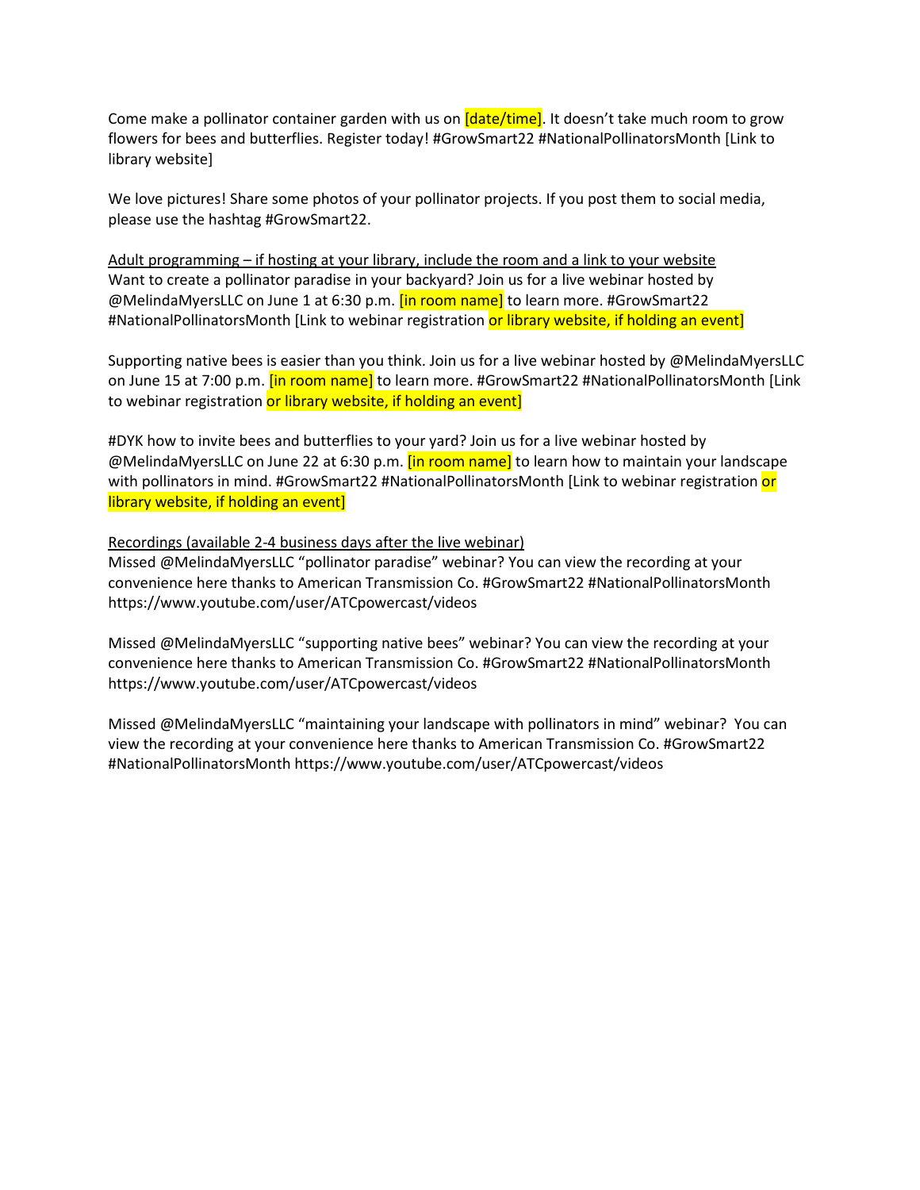Come make a pollinator container garden with us on [date/time]. It doesn't take much room to grow flowers for bees and butterflies. Register today! #GrowSmart22 #NationalPollinatorsMonth [Link to library website]

We love pictures! Share some photos of your pollinator projects. If you post them to social media, please use the hashtag #GrowSmart22.

<u>Adult programming – if hosting at your library, include the room and a link to your website</u>
Want to create a pollinator paradise in your backyard? Join us for a live webinar hosted by @MelindaMyersLLC on June 1 at 6:30 p.m. [in room name] to learn more. #GrowSmart22 #NationalPollinatorsMonth [Link to webinar registration or library website, if holding an event]

Supporting native bees is easier than you think. Join us for a live webinar hosted by @MelindaMyersLLC on June 15 at 7:00 p.m. [in room name] to learn more. #GrowSmart22 #NationalPollinatorsMonth [Link to webinar registration or library website, if holding an event]

#DYK how to invite bees and butterflies to your yard? Join us for a live webinar hosted by @MelindaMyersLLC on June 22 at 6:30 p.m. [in room name] to learn how to maintain your landscape with pollinators in mind. #GrowSmart22 #NationalPollinatorsMonth [Link to webinar registration or library website, if holding an event]

<u>Recordings (available 2-4 business days after the live webinar)</u>
Missed @MelindaMyersLLC "pollinator paradise" webinar? You can view the recording at your convenience here thanks to American Transmission Co. #GrowSmart22 #NationalPollinatorsMonth https://www.youtube.com/user/ATCpowercast/videos

Missed @MelindaMyersLLC "supporting native bees" webinar? You can view the recording at your convenience here thanks to American Transmission Co. #GrowSmart22 #NationalPollinatorsMonth https://www.youtube.com/user/ATCpowercast/videos

Missed @MelindaMyersLLC "maintaining your landscape with pollinators in mind" webinar? You can view the recording at your convenience here thanks to American Transmission Co. #GrowSmart22 #NationalPollinatorsMonth https://www.youtube.com/user/ATCpowercast/videos